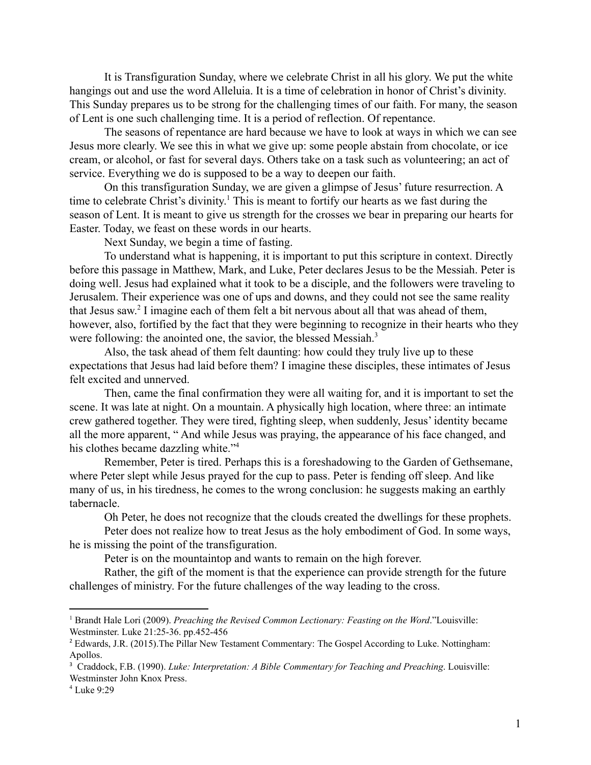It is Transfiguration Sunday, where we celebrate Christ in all his glory. We put the white hangings out and use the word Alleluia. It is a time of celebration in honor of Christ's divinity. This Sunday prepares us to be strong for the challenging times of our faith. For many, the season of Lent is one such challenging time. It is a period of reflection. Of repentance.

The seasons of repentance are hard because we have to look at ways in which we can see Jesus more clearly. We see this in what we give up: some people abstain from chocolate, or ice cream, or alcohol, or fast for several days. Others take on a task such as volunteering; an act of service. Everything we do is supposed to be a way to deepen our faith.

On this transfiguration Sunday, we are given a glimpse of Jesus' future resurrection. A time to celebrate Christ's divinity.[1] This is meant to fortify our hearts as we fast during the season of Lent. It is meant to give us strength for the crosses we bear in preparing our hearts for Easter. Today, we feast on these words in our hearts.

Next Sunday, we begin a time of fasting.

To understand what is happening, it is important to put this scripture in context. Directly before this passage in Matthew, Mark, and Luke, Peter declares Jesus to be the Messiah. Peter is doing well. Jesus had explained what it took to be a disciple, and the followers were traveling to Jerusalem. Their experience was one of ups and downs, and they could not see the same reality that Jesus saw.[2] I imagine each of them felt a bit nervous about all that was ahead of them, however, also, fortified by the fact that they were beginning to recognize in their hearts who they were following: the anointed one, the savior, the blessed Messiah.[3]

Also, the task ahead of them felt daunting: how could they truly live up to these expectations that Jesus had laid before them? I imagine these disciples, these intimates of Jesus felt excited and unnerved.

Then, came the final confirmation they were all waiting for, and it is important to set the scene. It was late at night. On a mountain. A physically high location, where three: an intimate crew gathered together. They were tired, fighting sleep, when suddenly, Jesus' identity became all the more apparent, " And while Jesus was praying, the appearance of his face changed, and his clothes became dazzling white."[4]

Remember, Peter is tired. Perhaps this is a foreshadowing to the Garden of Gethsemane, where Peter slept while Jesus prayed for the cup to pass. Peter is fending off sleep. And like many of us, in his tiredness, he comes to the wrong conclusion: he suggests making an earthly tabernacle.

Oh Peter, he does not recognize that the clouds created the dwellings for these prophets.

Peter does not realize how to treat Jesus as the holy embodiment of God. In some ways, he is missing the point of the transfiguration.

Peter is on the mountaintop and wants to remain on the high forever.

Rather, the gift of the moment is that the experience can provide strength for the future challenges of ministry. For the future challenges of the way leading to the cross.

---

[1] Brandt Hale Lori (2009). *Preaching the Revised Common Lectionary: Feasting on the Word*."Louisville: Westminster. Luke 21:25-36. pp.452-456

[2] Edwards, J.R. (2015).The Pillar New Testament Commentary: The Gospel According to Luke. Nottingham: Apollos.

[3] Craddock, F.B. (1990). *Luke: Interpretation: A Bible Commentary for Teaching and Preaching*. Louisville: Westminster John Knox Press.

[4] Luke 9:29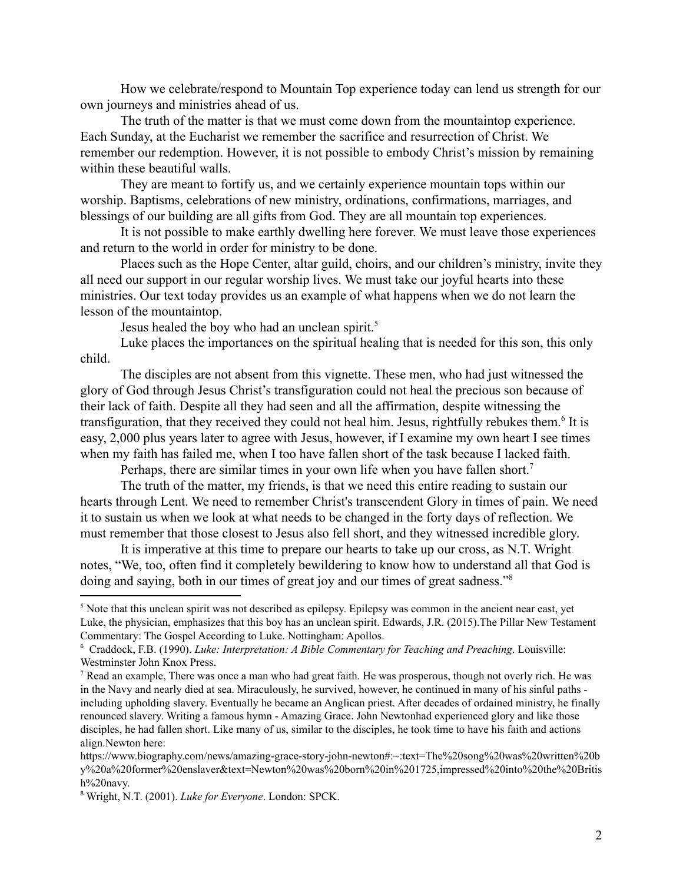How we celebrate/respond to Mountain Top experience today can lend us strength for our own journeys and ministries ahead of us.

The truth of the matter is that we must come down from the mountaintop experience. Each Sunday, at the Eucharist we remember the sacrifice and resurrection of Christ. We remember our redemption. However, it is not possible to embody Christ's mission by remaining within these beautiful walls.

They are meant to fortify us, and we certainly experience mountain tops within our worship. Baptisms, celebrations of new ministry, ordinations, confirmations, marriages, and blessings of our building are all gifts from God. They are all mountain top experiences.

It is not possible to make earthly dwelling here forever. We must leave those experiences and return to the world in order for ministry to be done.

Places such as the Hope Center, altar guild, choirs, and our children's ministry, invite they all need our support in our regular worship lives. We must take our joyful hearts into these ministries. Our text today provides us an example of what happens when we do not learn the lesson of the mountaintop.

Jesus healed the boy who had an unclean spirit.[5]

Luke places the importances on the spiritual healing that is needed for this son, this only child.

The disciples are not absent from this vignette. These men, who had just witnessed the glory of God through Jesus Christ's transfiguration could not heal the precious son because of their lack of faith. Despite all they had seen and all the affirmation, despite witnessing the transfiguration, that they received they could not heal him. Jesus, rightfully rebukes them.[6] It is easy, 2,000 plus years later to agree with Jesus, however, if I examine my own heart I see times when my faith has failed me, when I too have fallen short of the task because I lacked faith.

Perhaps, there are similar times in your own life when you have fallen short.[7]

The truth of the matter, my friends, is that we need this entire reading to sustain our hearts through Lent. We need to remember Christ's transcendent Glory in times of pain. We need it to sustain us when we look at what needs to be changed in the forty days of reflection. We must remember that those closest to Jesus also fell short, and they witnessed incredible glory.

It is imperative at this time to prepare our hearts to take up our cross, as N.T. Wright notes, "We, too, often find it completely bewildering to know how to understand all that God is doing and saying, both in our times of great joy and our times of great sadness."[8]

---

[5] Note that this unclean spirit was not described as epilepsy. Epilepsy was common in the ancient near east, yet Luke, the physician, emphasizes that this boy has an unclean spirit. Edwards, J.R. (2015).The Pillar New Testament Commentary: The Gospel According to Luke. Nottingham: Apollos.

[6] Craddock, F.B. (1990). *Luke: Interpretation: A Bible Commentary for Teaching and Preaching*. Louisville: Westminster John Knox Press.

[7] Read an example, There was once a man who had great faith. He was prosperous, though not overly rich. He was in the Navy and nearly died at sea. Miraculously, he survived, however, he continued in many of his sinful paths - including upholding slavery. Eventually he became an Anglican priest. After decades of ordained ministry, he finally renounced slavery. Writing a famous hymn - Amazing Grace. John Newtonhad experienced glory and like those disciples, he had fallen short. Like many of us, similar to the disciples, he took time to have his faith and actions align.Newton here: https://www.biography.com/news/amazing-grace-story-john-newton#:~:text=The%20song%20was%20written%20by%20a%20former%20enslaver&text=Newton%20was%20born%20in%201725,impressed%20into%20the%20British%20navy.

[8] Wright, N.T. (2001). *Luke for Everyone*. London: SPCK.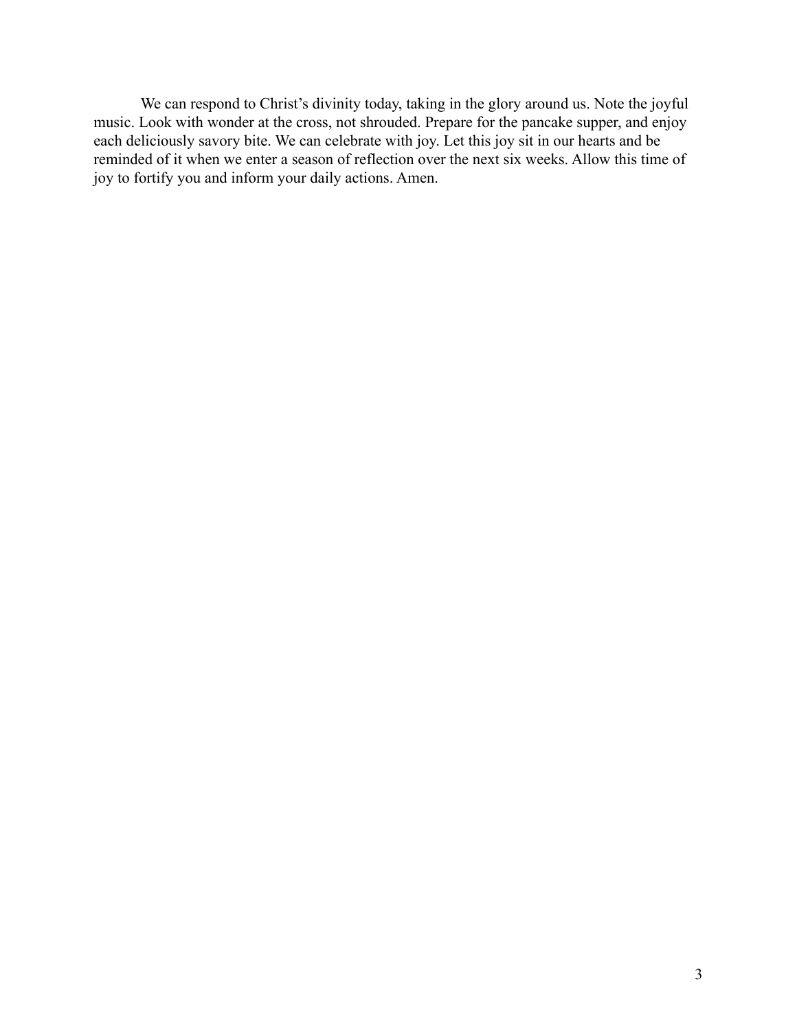We can respond to Christ's divinity today, taking in the glory around us. Note the joyful music. Look with wonder at the cross, not shrouded. Prepare for the pancake supper, and enjoy each deliciously savory bite. We can celebrate with joy. Let this joy sit in our hearts and be reminded of it when we enter a season of reflection over the next six weeks. Allow this time of joy to fortify you and inform your daily actions. Amen.